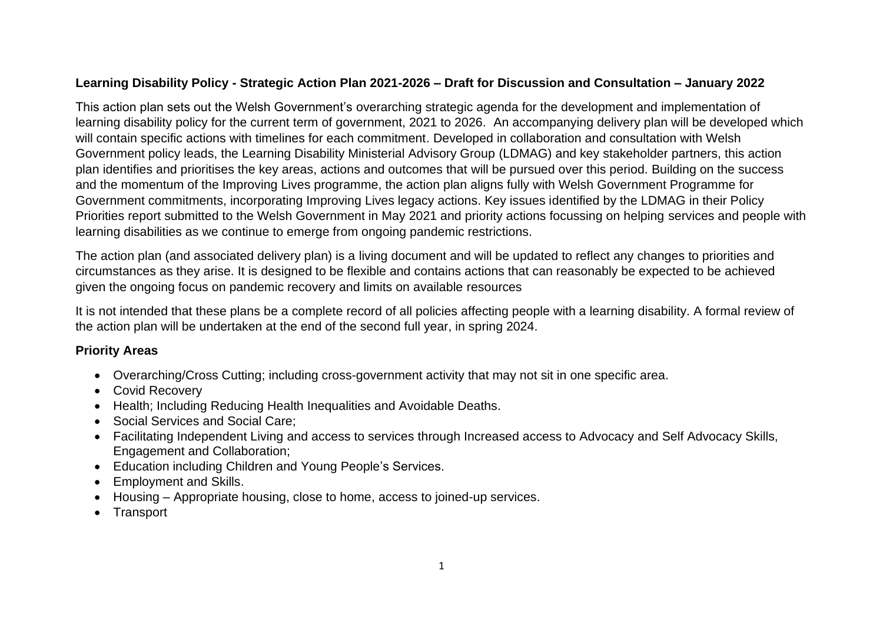**Learning Disability Policy - Strategic Action Plan 2021-2026 – Draft for Discussion and Consultation – January 2022**

This action plan sets out the Welsh Government's overarching strategic agenda for the development and implementation of learning disability policy for the current term of government, 2021 to 2026. An accompanying delivery plan will be developed which will contain specific actions with timelines for each commitment. Developed in collaboration and consultation with Welsh Government policy leads, the Learning Disability Ministerial Advisory Group (LDMAG) and key stakeholder partners, this action plan identifies and prioritises the key areas, actions and outcomes that will be pursued over this period. Building on the success and the momentum of the Improving Lives programme, the action plan aligns fully with Welsh Government Programme for Government commitments, incorporating Improving Lives legacy actions. Key issues identified by the LDMAG in their Policy Priorities report submitted to the Welsh Government in May 2021 and priority actions focussing on helping services and people with learning disabilities as we continue to emerge from ongoing pandemic restrictions.

The action plan (and associated delivery plan) is a living document and will be updated to reflect any changes to priorities and circumstances as they arise. It is designed to be flexible and contains actions that can reasonably be expected to be achieved given the ongoing focus on pandemic recovery and limits on available resources

It is not intended that these plans be a complete record of all policies affecting people with a learning disability. A formal review of the action plan will be undertaken at the end of the second full year, in spring 2024.

**Priority Areas**

- Overarching/Cross Cutting; including cross-government activity that may not sit in one specific area.
- Covid Recovery
- Health; Including Reducing Health Inequalities and Avoidable Deaths.
- Social Services and Social Care;
- Facilitating Independent Living and access to services through Increased access to Advocacy and Self Advocacy Skills, Engagement and Collaboration;
- Education including Children and Young People's Services.
- Employment and Skills.
- Housing – Appropriate housing, close to home, access to joined-up services.
- Transport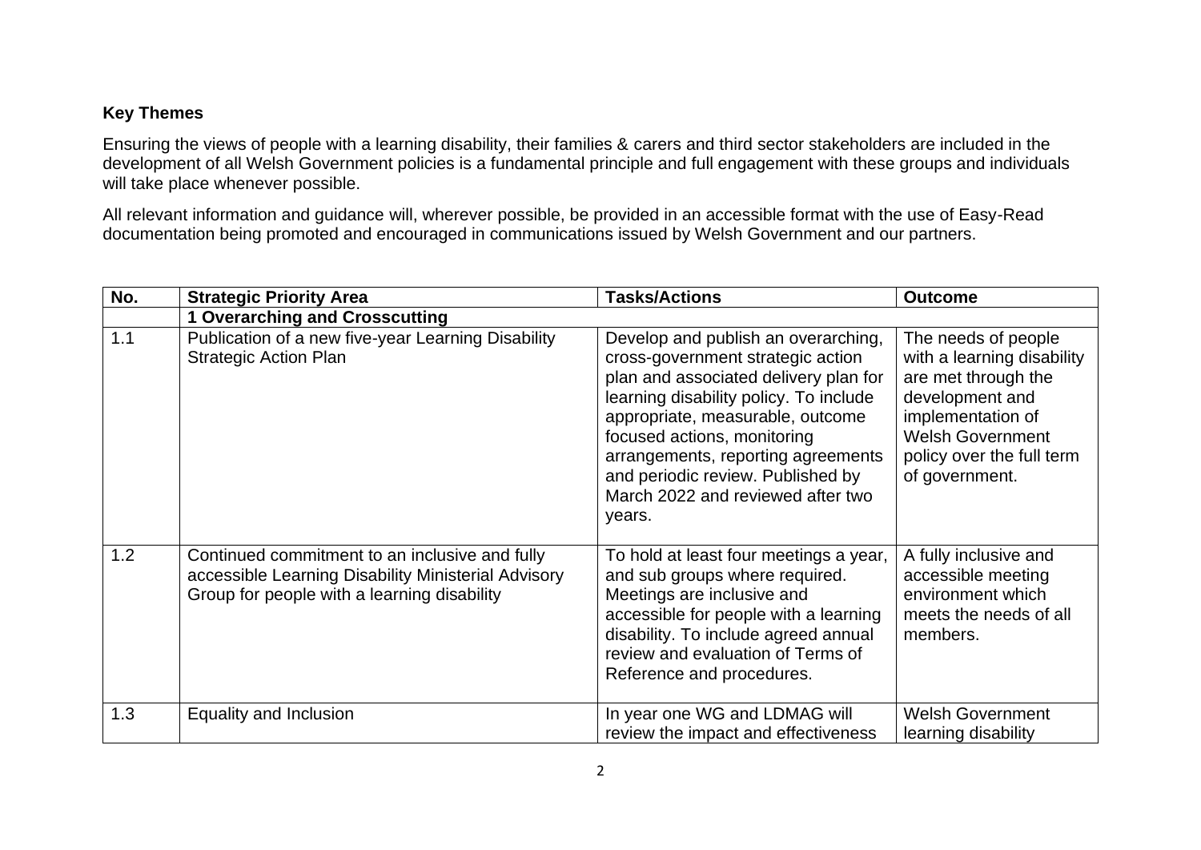**Key Themes**

Ensuring the views of people with a learning disability, their families & carers and third sector stakeholders are included in the development of all Welsh Government policies is a fundamental principle and full engagement with these groups and individuals will take place whenever possible.

All relevant information and guidance will, wherever possible, be provided in an accessible format with the use of Easy-Read documentation being promoted and encouraged in communications issued by Welsh Government and our partners.

| No. | Strategic Priority Area | Tasks/Actions | Outcome |
|---|---|---|---|
| | **1 Overarching and Crosscutting** | | |
| 1.1 | Publication of a new five-year Learning Disability Strategic Action Plan | Develop and publish an overarching, cross-government strategic action plan and associated delivery plan for learning disability policy. To include appropriate, measurable, outcome focused actions, monitoring arrangements, reporting agreements and periodic review. Published by March 2022 and reviewed after two years. | The needs of people with a learning disability are met through the development and implementation of Welsh Government policy over the full term of government. |
| 1.2 | Continued commitment to an inclusive and fully accessible Learning Disability Ministerial Advisory Group for people with a learning disability | To hold at least four meetings a year, and sub groups where required. Meetings are inclusive and accessible for people with a learning disability. To include agreed annual review and evaluation of Terms of Reference and procedures. | A fully inclusive and accessible meeting environment which meets the needs of all members. |
| 1.3 | Equality and Inclusion | In year one WG and LDMAG will review the impact and effectiveness | Welsh Government learning disability |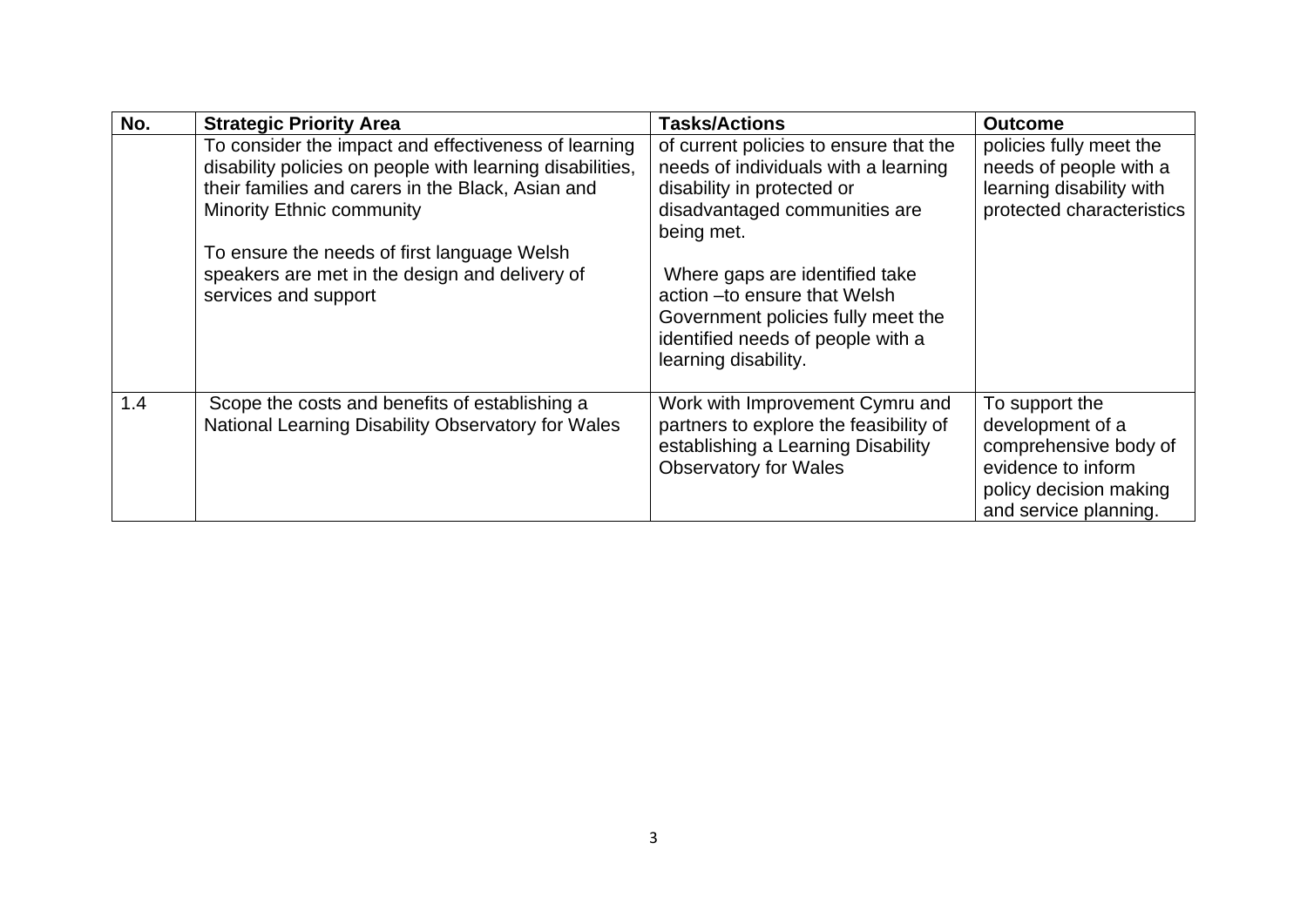| No. | Strategic Priority Area | Tasks/Actions | Outcome |
| --- | --- | --- | --- |
| | To consider the impact and effectiveness of learning disability policies on people with learning disabilities, their families and carers in the Black, Asian and Minority Ethnic community<br><br>To ensure the needs of first language Welsh speakers are met in the design and delivery of services and support | of current policies to ensure that the needs of individuals with a learning disability in protected or disadvantaged communities are being met.<br><br>Where gaps are identified take action –to ensure that Welsh Government policies fully meet the identified needs of people with a learning disability. | policies fully meet the needs of people with a learning disability with protected characteristics |
| 1.4 | Scope the costs and benefits of establishing a National Learning Disability Observatory for Wales | Work with Improvement Cymru and partners to explore the feasibility of establishing a Learning Disability Observatory for Wales | To support the development of a comprehensive body of evidence to inform policy decision making and service planning. |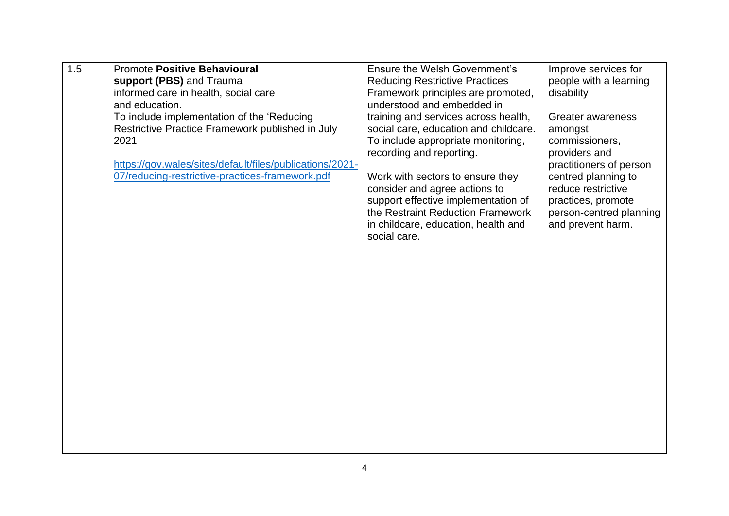| 1.5 | Promote **Positive Behavioural support (PBS)** and Trauma informed care in health, social care and education.<br>To include implementation of the 'Reducing Restrictive Practice Framework published in July 2021<br><br>[https://gov.wales/sites/default/files/publications/2021-07/reducing-restrictive-practices-framework.pdf](https://gov.wales/sites/default/files/publications/2021-07/reducing-restrictive-practices-framework.pdf) | Ensure the Welsh Government's Reducing Restrictive Practices Framework principles are promoted, understood and embedded in training and services across health, social care, education and childcare. To include appropriate monitoring, recording and reporting.<br><br>Work with sectors to ensure they consider and agree actions to support effective implementation of the Restraint Reduction Framework in childcare, education, health and social care. | Improve services for people with a learning disability<br><br>Greater awareness amongst commissioners, providers and practitioners of person centred planning to reduce restrictive practices, promote person-centred planning and prevent harm. |
|---|---|---|---|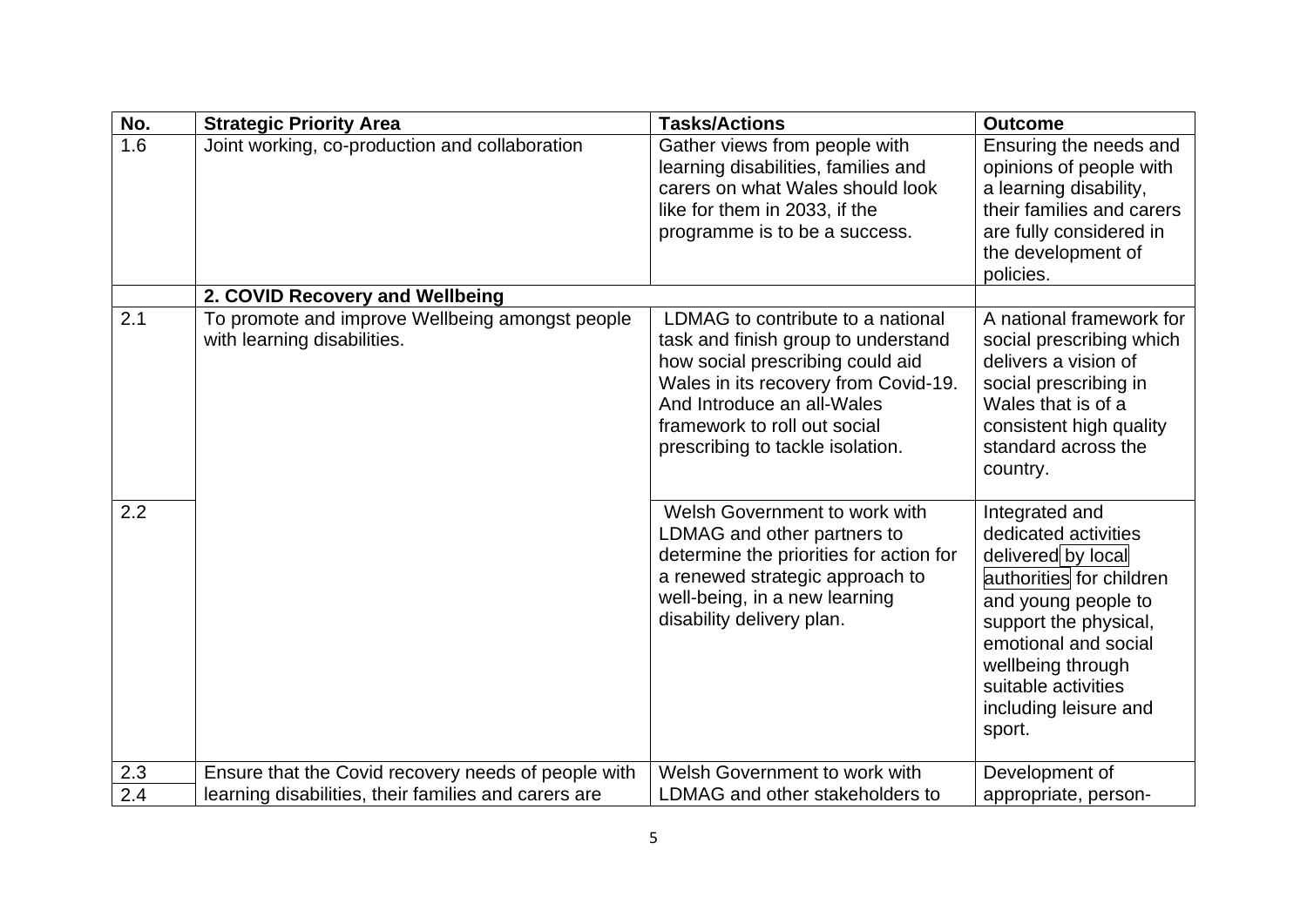| No. | Strategic Priority Area | Tasks/Actions | Outcome |
|---|---|---|---|
| 1.6 | Joint working, co-production and collaboration | Gather views from people with learning disabilities, families and carers on what Wales should look like for them in 2033, if the programme is to be a success. | Ensuring the needs and opinions of people with a learning disability, their families and carers are fully considered in the development of policies. |
| | **2. COVID Recovery and Wellbeing** | | |
| 2.1 | To promote and improve Wellbeing amongst people with learning disabilities. | LDMAG to contribute to a national task and finish group to understand how social prescribing could aid Wales in its recovery from Covid-19. And Introduce an all-Wales framework to roll out social prescribing to tackle isolation. | A national framework for social prescribing which delivers a vision of social prescribing in Wales that is of a consistent high quality standard across the country. |
| 2.2 | | Welsh Government to work with LDMAG and other partners to determine the priorities for action for a renewed strategic approach to well-being, in a new learning disability delivery plan. | Integrated and dedicated activities delivered by local authorities for children and young people to support the physical, emotional and social wellbeing through suitable activities including leisure and sport. |
| 2.3<br>2.4 | Ensure that the Covid recovery needs of people with learning disabilities, their families and carers are | Welsh Government to work with LDMAG and other stakeholders to | Development of appropriate, person- |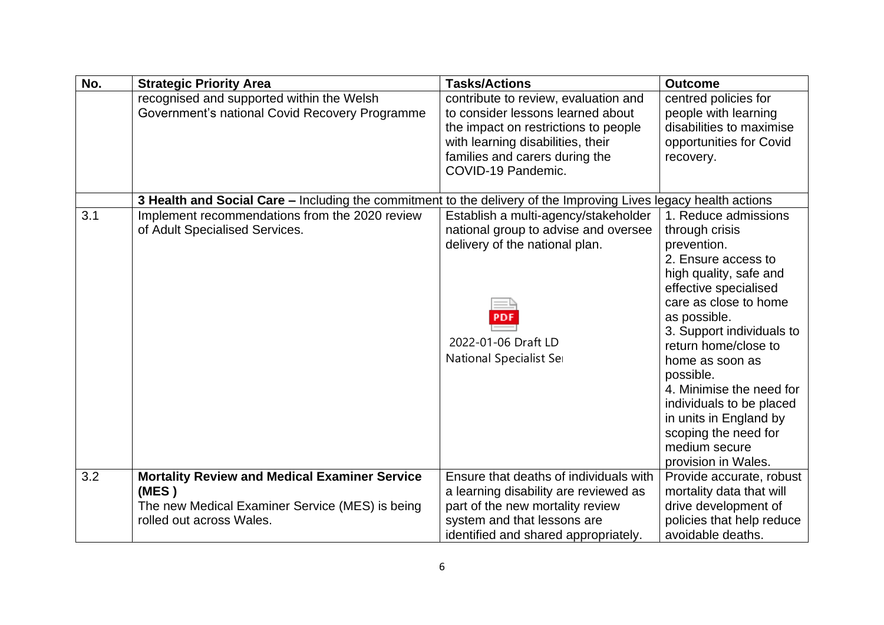| No. | Strategic Priority Area | Tasks/Actions | Outcome |
|---|---|---|---|
| | recognised and supported within the Welsh Government's national Covid Recovery Programme | contribute to review, evaluation and to consider lessons learned about the impact on restrictions to people with learning disabilities, their families and carers during the COVID-19 Pandemic. | centred policies for people with learning disabilities to maximise opportunities for Covid recovery. |
| | **3 Health and Social Care –** Including the commitment to the delivery of the Improving Lives legacy health actions | | |
| 3.1 | Implement recommendations from the 2020 review of Adult Specialised Services. | Establish a multi-agency/stakeholder national group to advise and oversee delivery of the national plan. PDF 2022-01-06 Draft LD National Specialist Se | 1. Reduce admissions through crisis prevention. 2. Ensure access to high quality, safe and effective specialised care as close to home as possible. 3. Support individuals to return home/close to home as soon as possible. 4. Minimise the need for individuals to be placed in units in England by scoping the need for medium secure provision in Wales. |
| 3.2 | **Mortality Review and Medical Examiner Service (MES )** The new Medical Examiner Service (MES) is being rolled out across Wales. | Ensure that deaths of individuals with a learning disability are reviewed as part of the new mortality review system and that lessons are identified and shared appropriately. | Provide accurate, robust mortality data that will drive development of policies that help reduce avoidable deaths. |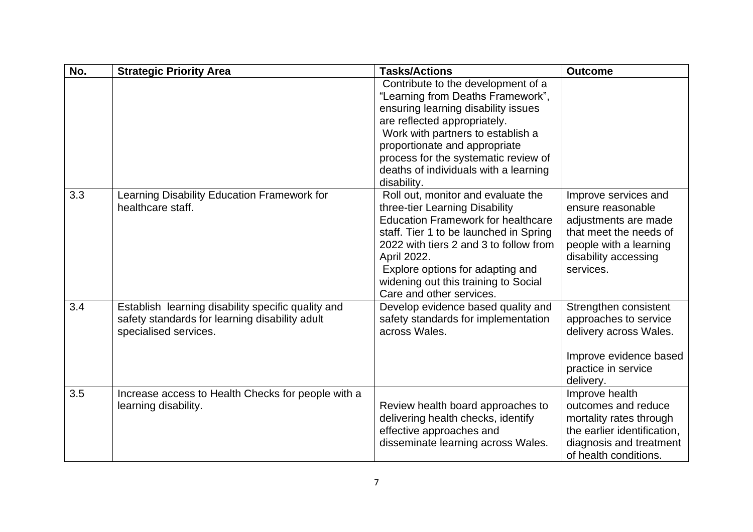| No. | Strategic Priority Area | Tasks/Actions | Outcome |
|---|---|---|---|
| | | Contribute to the development of a "Learning from Deaths Framework", ensuring learning disability issues are reflected appropriately.<br>Work with partners to establish a proportionate and appropriate process for the systematic review of deaths of individuals with a learning disability. | |
| 3.3 | Learning Disability Education Framework for healthcare staff. | Roll out, monitor and evaluate the three-tier Learning Disability Education Framework for healthcare staff. Tier 1 to be launched in Spring 2022 with tiers 2 and 3 to follow from April 2022.<br>Explore options for adapting and widening out this training to Social Care and other services. | Improve services and ensure reasonable adjustments are made that meet the needs of people with a learning disability accessing services. |
| 3.4 | Establish learning disability specific quality and safety standards for learning disability adult specialised services. | Develop evidence based quality and safety standards for implementation across Wales. | Strengthen consistent approaches to service delivery across Wales.<br><br>Improve evidence based practice in service delivery. |
| 3.5 | Increase access to Health Checks for people with a learning disability. | Review health board approaches to delivering health checks, identify effective approaches and disseminate learning across Wales. | Improve health outcomes and reduce mortality rates through the earlier identification, diagnosis and treatment of health conditions. |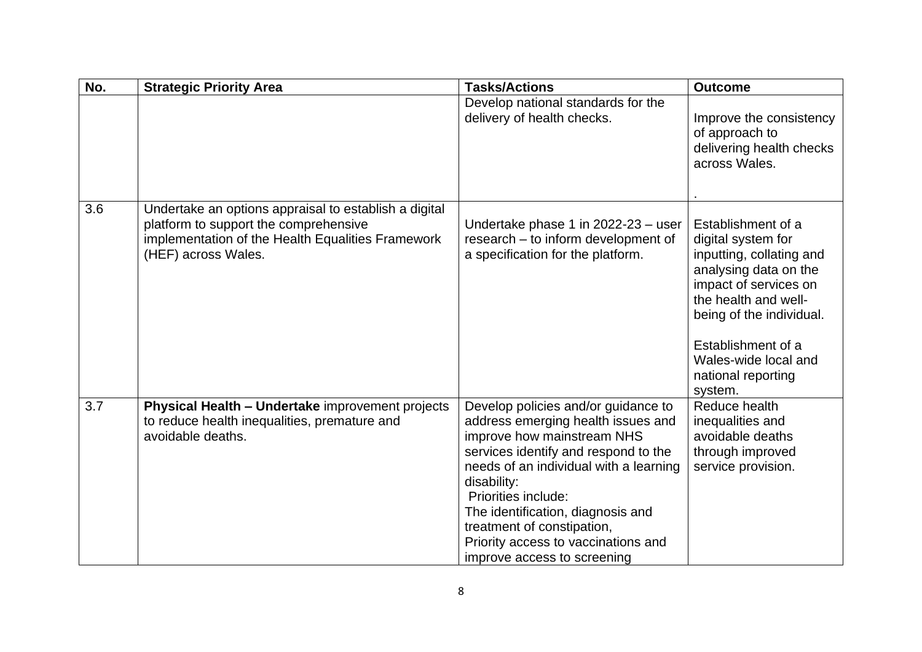| No. | Strategic Priority Area | Tasks/Actions | Outcome |
|---|---|---|---|
| | | Develop national standards for the delivery of health checks. | Improve the consistency of approach to delivering health checks across Wales.<br><br>. |
| 3.6 | Undertake an options appraisal to establish a digital platform to support the comprehensive implementation of the Health Equalities Framework (HEF) across Wales. | Undertake phase 1 in 2022-23 – user research – to inform development of a specification for the platform. | Establishment of a digital system for inputting, collating and analysing data on the impact of services on the health and well-being of the individual.<br><br>Establishment of a Wales-wide local and national reporting system. |
| 3.7 | **Physical Health – Undertake** improvement projects to reduce health inequalities, premature and avoidable deaths. | Develop policies and/or guidance to address emerging health issues and improve how mainstream NHS services identify and respond to the needs of an individual with a learning disability:<br>Priorities include:<br>The identification, diagnosis and treatment of constipation,<br>Priority access to vaccinations and improve access to screening | Reduce health inequalities and avoidable deaths through improved service provision. |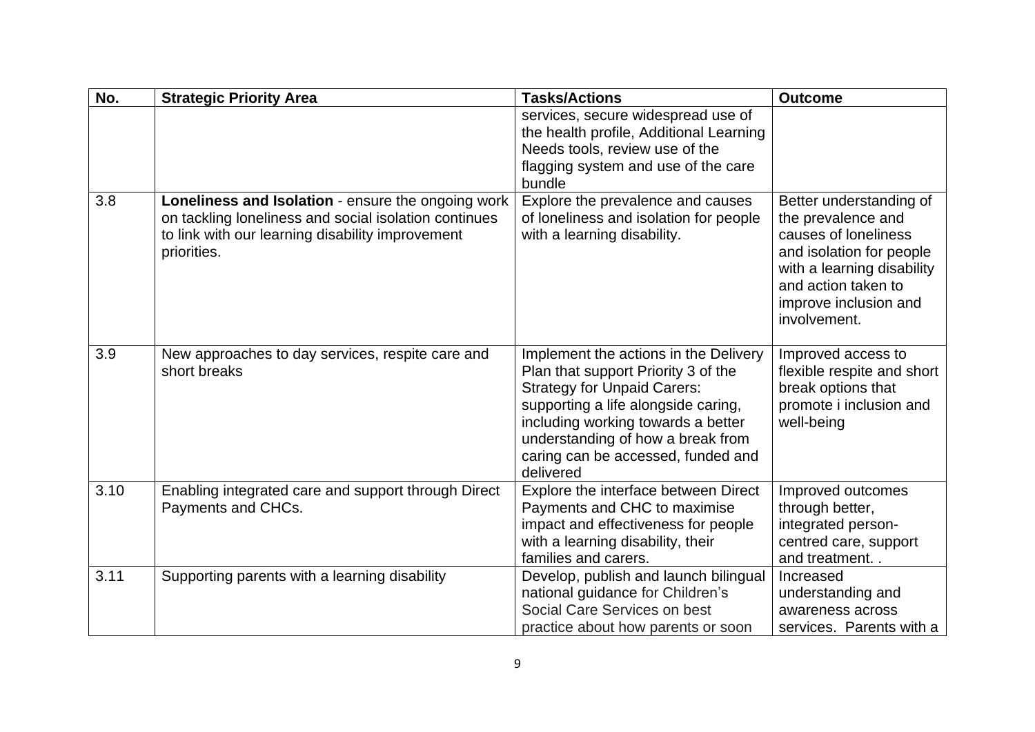| No. | Strategic Priority Area | Tasks/Actions | Outcome |
| --- | --- | --- | --- |
| | | services, secure widespread use of the health profile, Additional Learning Needs tools, review use of the flagging system and use of the care bundle | |
| 3.8 | **Loneliness and Isolation** - ensure the ongoing work on tackling loneliness and social isolation continues to link with our learning disability improvement priorities. | Explore the prevalence and causes of loneliness and isolation for people with a learning disability. | Better understanding of the prevalence and causes of loneliness and isolation for people with a learning disability and action taken to improve inclusion and involvement. |
| 3.9 | New approaches to day services, respite care and short breaks | Implement the actions in the Delivery Plan that support Priority 3 of the Strategy for Unpaid Carers: supporting a life alongside caring, including working towards a better understanding of how a break from caring can be accessed, funded and delivered | Improved access to flexible respite and short break options that promote i inclusion and well-being |
| 3.10 | Enabling integrated care and support through Direct Payments and CHCs. | Explore the interface between Direct Payments and CHC to maximise impact and effectiveness for people with a learning disability, their families and carers. | Improved outcomes through better, integrated person-centred care, support and treatment. . |
| 3.11 | Supporting parents with a learning disability | Develop, publish and launch bilingual national guidance for Children's Social Care Services on best practice about how parents or soon | Increased understanding and awareness across services. Parents with a |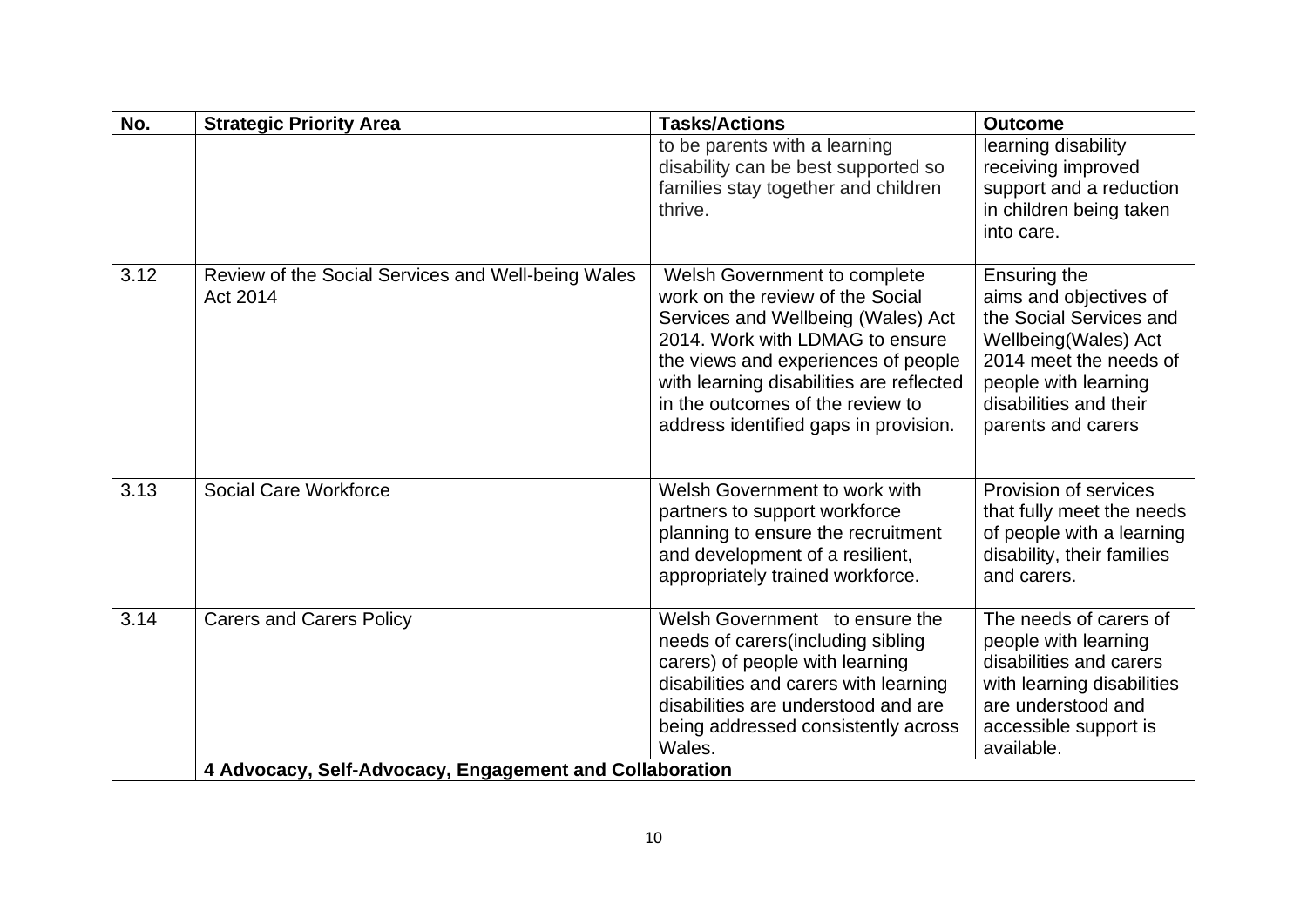| No. | Strategic Priority Area | Tasks/Actions | Outcome |
|---|---|---|---|
| | | to be parents with a learning disability can be best supported so families stay together and children thrive. | learning disability receiving improved support and a reduction in children being taken into care. |
| 3.12 | Review of the Social Services and Well-being Wales Act 2014 | Welsh Government to complete work on the review of the Social Services and Wellbeing (Wales) Act 2014. Work with LDMAG to ensure the views and experiences of people with learning disabilities are reflected in the outcomes of the review to address identified gaps in provision. | Ensuring the aims and objectives of the Social Services and Wellbeing(Wales) Act 2014 meet the needs of people with learning disabilities and their parents and carers |
| 3.13 | Social Care Workforce | Welsh Government to work with partners to support workforce planning to ensure the recruitment and development of a resilient, appropriately trained workforce. | Provision of services that fully meet the needs of people with a learning disability, their families and carers. |
| 3.14 | Carers and Carers Policy | Welsh Government to ensure the needs of carers(including sibling carers) of people with learning disabilities and carers with learning disabilities are understood and are being addressed consistently across Wales. | The needs of carers of people with learning disabilities and carers with learning disabilities are understood and accessible support is available. |
| | **4 Advocacy, Self-Advocacy, Engagement and Collaboration** | | |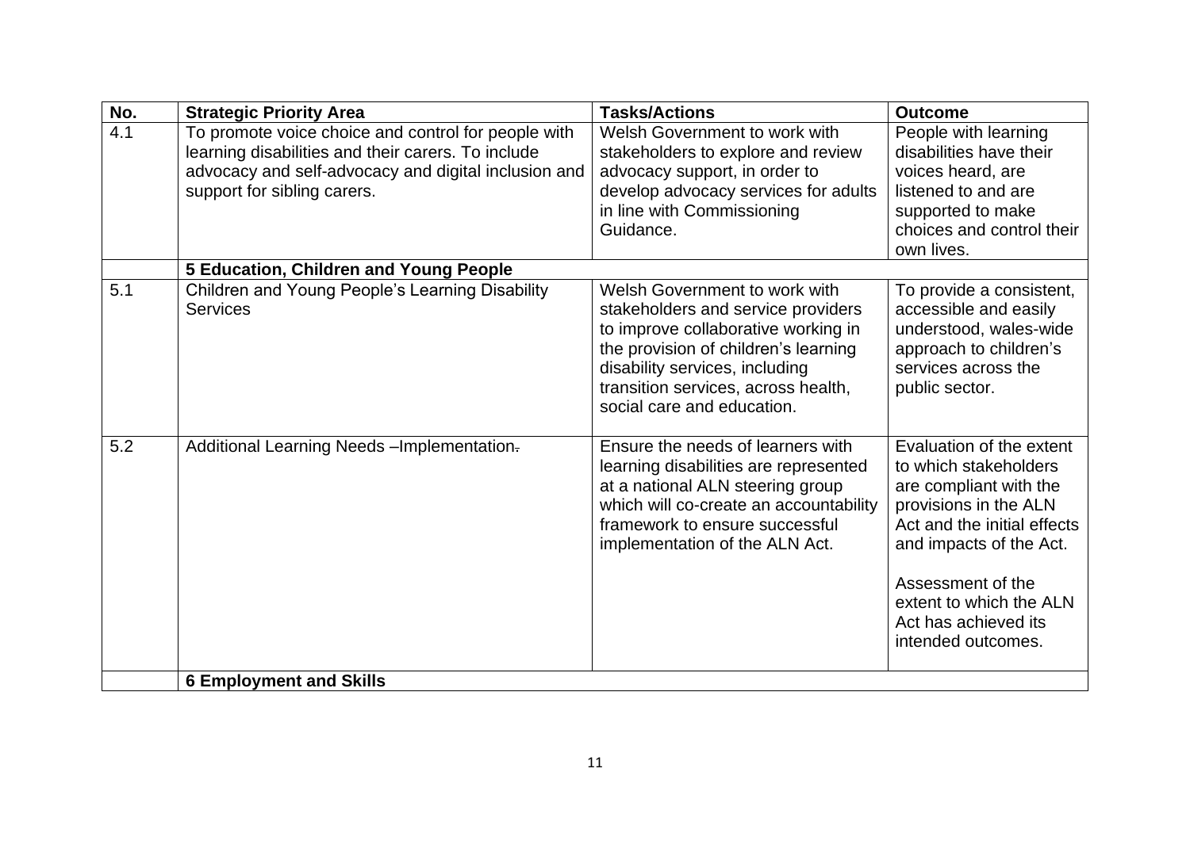| No. | Strategic Priority Area | Tasks/Actions | Outcome |
| --- | --- | --- | --- |
| 4.1 | To promote voice choice and control for people with learning disabilities and their carers. To include advocacy and self-advocacy and digital inclusion and support for sibling carers. | Welsh Government to work with stakeholders to explore and review advocacy support, in order to develop advocacy services for adults in line with Commissioning Guidance. | People with learning disabilities have their voices heard, are listened to and are supported to make choices and control their own lives. |
| | **5 Education, Children and Young People** | | |
| 5.1 | Children and Young People's Learning Disability Services | Welsh Government to work with stakeholders and service providers to improve collaborative working in the provision of children's learning disability services, including transition services, across health, social care and education. | To provide a consistent, accessible and easily understood, wales-wide approach to children's services across the public sector. |
| 5.2 | Additional Learning Needs –Implementation. | Ensure the needs of learners with learning disabilities are represented at a national ALN steering group which will co-create an accountability framework to ensure successful implementation of the ALN Act. | Evaluation of the extent to which stakeholders are compliant with the provisions in the ALN Act and the initial effects and impacts of the Act.<br><br>Assessment of the extent to which the ALN Act has achieved its intended outcomes. |
| | **6 Employment and Skills** | | |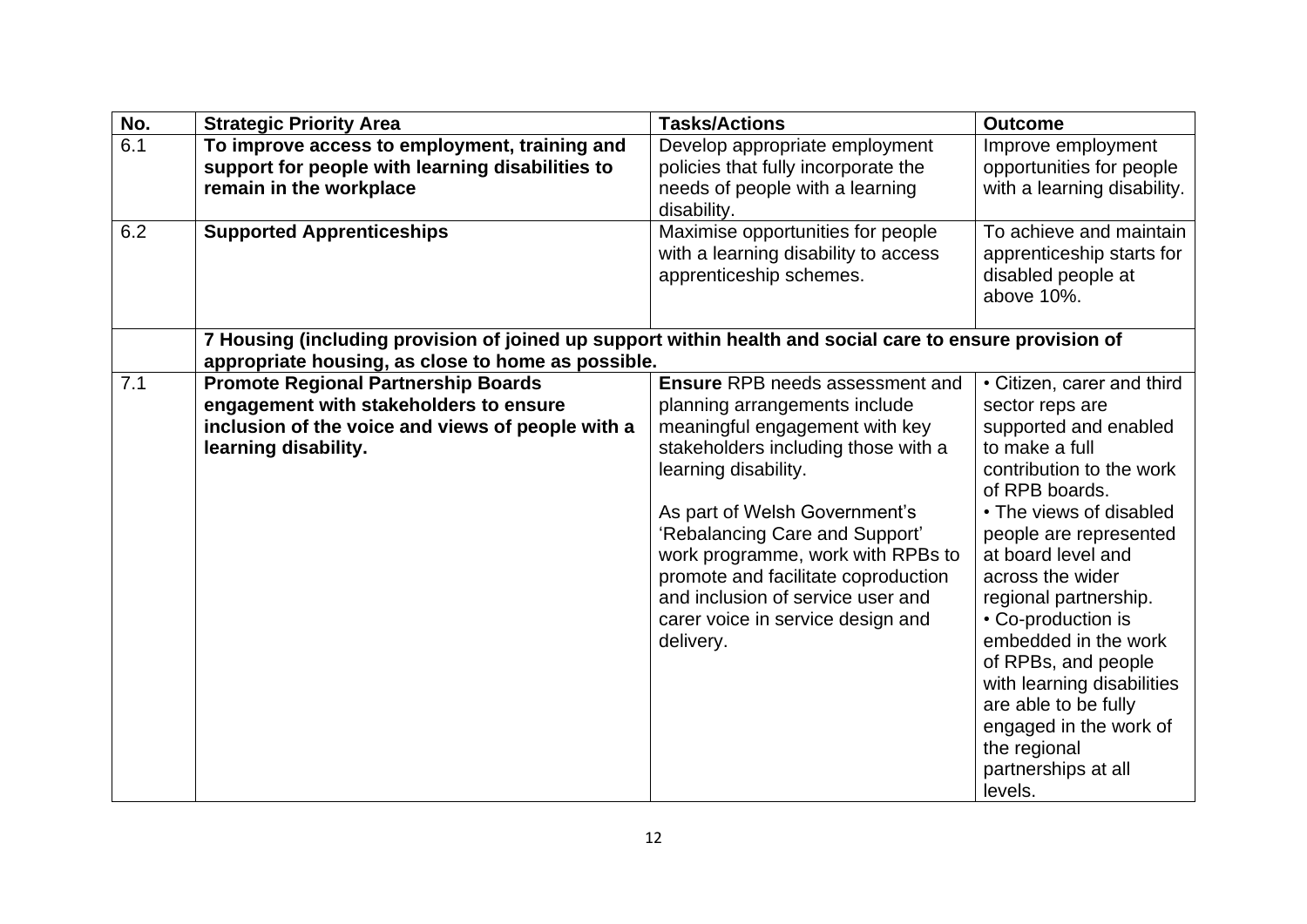| No. | Strategic Priority Area | Tasks/Actions | Outcome |
|---|---|---|---|
| 6.1 | **To improve access to employment, training and support for people with learning disabilities to remain in the workplace** | Develop appropriate employment policies that fully incorporate the needs of people with a learning disability. | Improve employment opportunities for people with a learning disability. |
| 6.2 | **Supported Apprenticeships** | Maximise opportunities for people with a learning disability to access apprenticeship schemes. | To achieve and maintain apprenticeship starts for disabled people at above 10%. |
| | **7 Housing (including provision of joined up support within health and social care to ensure provision of appropriate housing, as close to home as possible.** | | |
| 7.1 | **Promote Regional Partnership Boards engagement with stakeholders to ensure inclusion of the voice and views of people with a learning disability.** | **Ensure** RPB needs assessment and planning arrangements include meaningful engagement with key stakeholders including those with a learning disability.<br><br>As part of Welsh Government's 'Rebalancing Care and Support' work programme, work with RPBs to promote and facilitate coproduction and inclusion of service user and carer voice in service design and delivery. | • Citizen, carer and third sector reps are supported and enabled to make a full contribution to the work of RPB boards.<br>• The views of disabled people are represented at board level and across the wider regional partnership.<br>• Co-production is embedded in the work of RPBs, and people with learning disabilities are able to be fully engaged in the work of the regional partnerships at all levels. |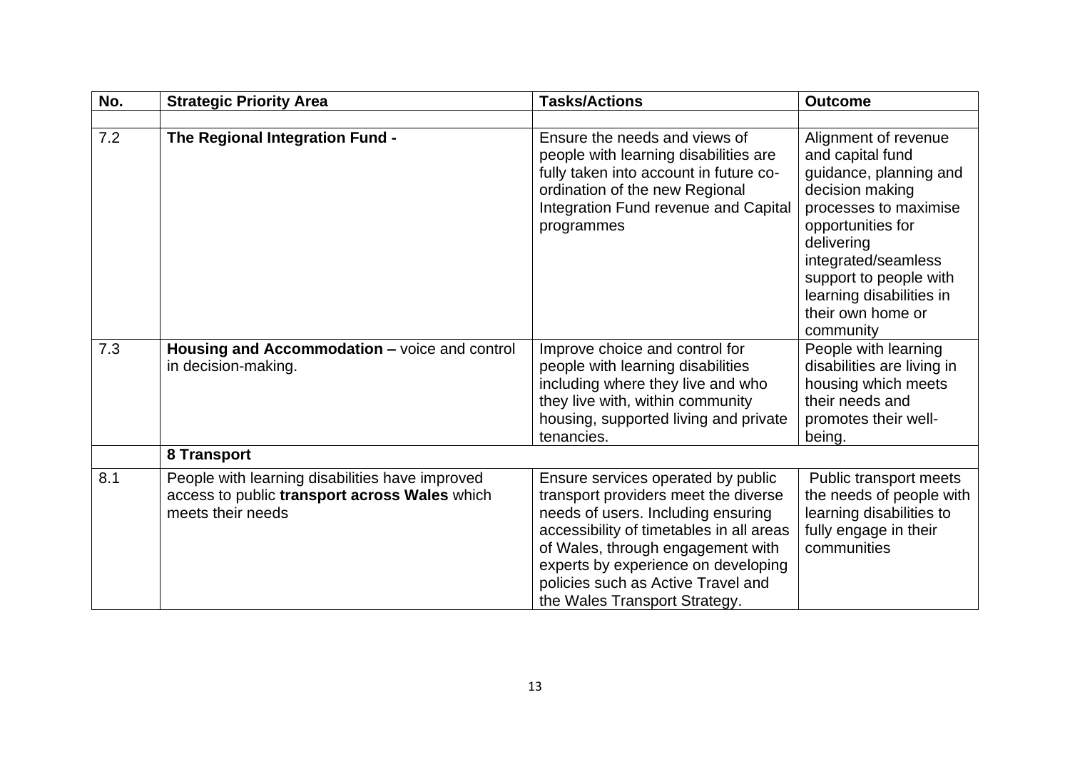| No. | Strategic Priority Area | Tasks/Actions | Outcome |
|---|---|---|---|
| | | | |
| 7.2 | **The Regional Integration Fund -** | Ensure the needs and views of people with learning disabilities are fully taken into account in future co-ordination of the new Regional Integration Fund revenue and Capital programmes | Alignment of revenue and capital fund guidance, planning and decision making processes to maximise opportunities for delivering integrated/seamless support to people with learning disabilities in their own home or community |
| 7.3 | **Housing and Accommodation –** voice and control in decision-making. | Improve choice and control for people with learning disabilities including where they live and who they live with, within community housing, supported living and private tenancies. | People with learning disabilities are living in housing which meets their needs and promotes their well-being. |
| | **8 Transport** | | |
| 8.1 | People with learning disabilities have improved access to public **transport across Wales** which meets their needs | Ensure services operated by public transport providers meet the diverse needs of users. Including ensuring accessibility of timetables in all areas of Wales, through engagement with experts by experience on developing policies such as Active Travel and the Wales Transport Strategy. | Public transport meets the needs of people with learning disabilities to fully engage in their communities |